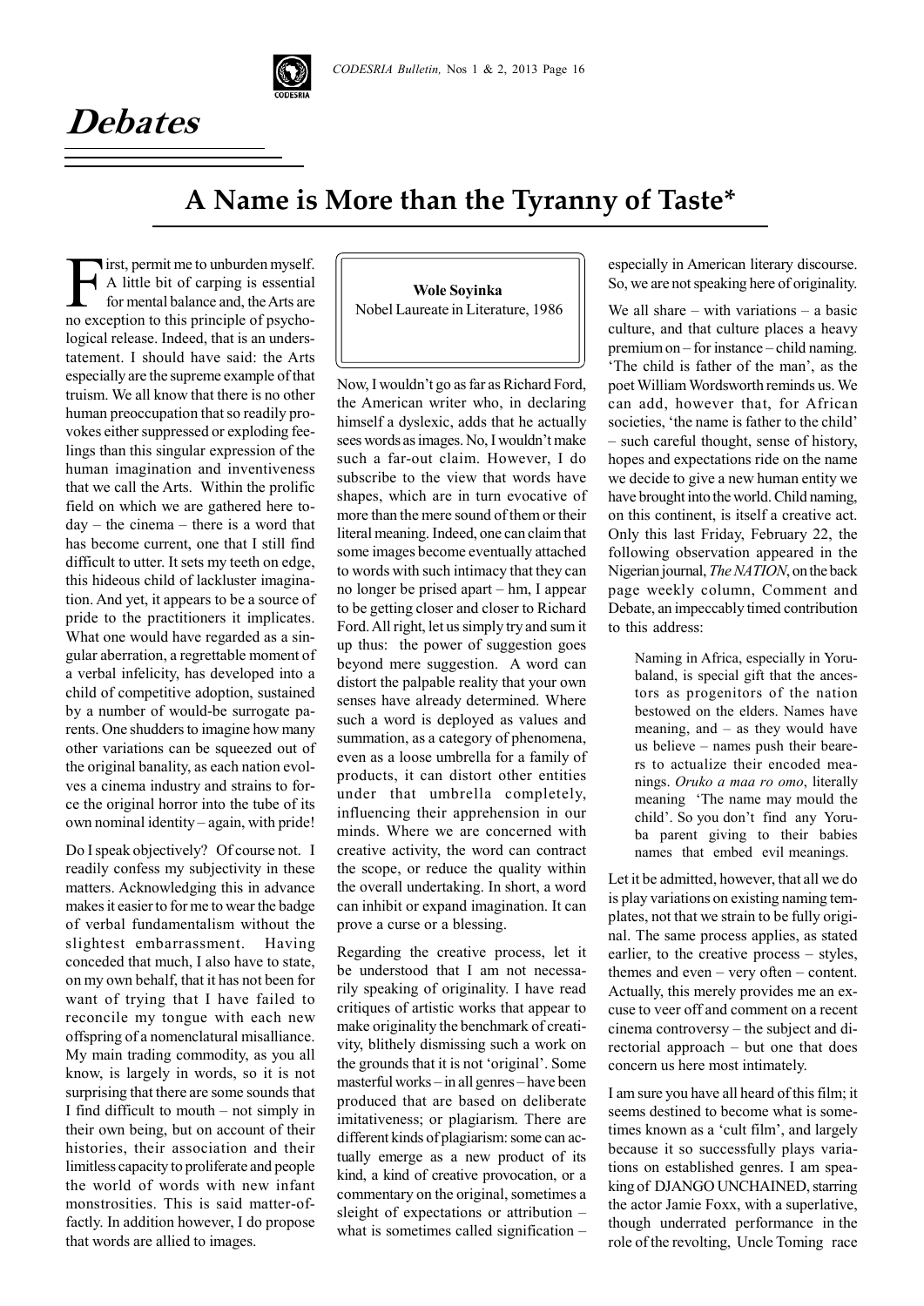# Debates

## A Name is More than the Tyranny of Taste*

**Wole Soyinka**
Nobel Laureate in Literature, 1986

First, permit me to unburden myself. A little bit of carping is essential for mental balance and, the Arts are no exception to this principle of psychological release. Indeed, that is an understatement. I should have said: the Arts especially are the supreme example of that truism. We all know that there is no other human preoccupation that so readily provokes either suppressed or exploding feelings than this singular expression of the human imagination and inventiveness that we call the Arts. Within the prolific field on which we are gathered here today – the cinema – there is a word that has become current, one that I still find difficult to utter. It sets my teeth on edge, this hideous child of lackluster imagination. And yet, it appears to be a source of pride to the practitioners it implicates. What one would have regarded as a singular aberration, a regrettable moment of a verbal infelicity, has developed into a child of competitive adoption, sustained by a number of would-be surrogate parents. One shudders to imagine how many other variations can be squeezed out of the original banality, as each nation evolves a cinema industry and strains to force the original horror into the tube of its own nominal identity – again, with pride!

Do I speak objectively? Of course not. I readily confess my subjectivity in these matters. Acknowledging this in advance makes it easier to for me to wear the badge of verbal fundamentalism without the slightest embarrassment. Having conceded that much, I also have to state, on my own behalf, that it has not been for want of trying that I have failed to reconcile my tongue with each new offspring of a nomenclatural misalliance. My main trading commodity, as you all know, is largely in words, so it is not surprising that there are some sounds that I find difficult to mouth – not simply in their own being, but on account of their histories, their association and their limitless capacity to proliferate and people the world of words with new infant monstrosities. This is said matter-of-factly. In addition however, I do propose that words are allied to images.

Now, I wouldn't go as far as Richard Ford, the American writer who, in declaring himself a dyslexic, adds that he actually sees words as images. No, I wouldn't make such a far-out claim. However, I do subscribe to the view that words have shapes, which are in turn evocative of more than the mere sound of them or their literal meaning. Indeed, one can claim that some images become eventually attached to words with such intimacy that they can no longer be prised apart – hm, I appear to be getting closer and closer to Richard Ford. All right, let us simply try and sum it up thus: the power of suggestion goes beyond mere suggestion. A word can distort the palpable reality that your own senses have already determined. Where such a word is deployed as values and summation, as a category of phenomena, even as a loose umbrella for a family of products, it can distort other entities under that umbrella completely, influencing their apprehension in our minds. Where we are concerned with creative activity, the word can contract the scope, or reduce the quality within the overall undertaking. In short, a word can inhibit or expand imagination. It can prove a curse or a blessing.

Regarding the creative process, let it be understood that I am not necessarily speaking of originality. I have read critiques of artistic works that appear to make originality the benchmark of creativity, blithely dismissing such a work on the grounds that it is not 'original'. Some masterful works – in all genres – have been produced that are based on deliberate imitativeness; or plagiarism. There are different kinds of plagiarism: some can actually emerge as a new product of its kind, a kind of creative provocation, or a commentary on the original, sometimes a sleight of expectations or attribution – what is sometimes called signification – especially in American literary discourse. So, we are not speaking here of originality.

We all share – with variations – a basic culture, and that culture places a heavy premium on – for instance – child naming. 'The child is father of the man', as the poet William Wordsworth reminds us. We can add, however that, for African societies, 'the name is father to the child' – such careful thought, sense of history, hopes and expectations ride on the name we decide to give a new human entity we have brought into the world. Child naming, on this continent, is itself a creative act. Only this last Friday, February 22, the following observation appeared in the Nigerian journal, *The NATION*, on the back page weekly column, Comment and Debate, an impeccably timed contribution to this address:

> Naming in Africa, especially in Yorubaland, is special gift that the ancestors as progenitors of the nation bestowed on the elders. Names have meaning, and – as they would have us believe – names push their bearers to actualize their encoded meanings. *Oruko a maa ro omo*, literally meaning 'The name may mould the child'. So you don't find any Yoruba parent giving to their babies names that embed evil meanings.

Let it be admitted, however, that all we do is play variations on existing naming templates, not that we strain to be fully original. The same process applies, as stated earlier, to the creative process – styles, themes and even – very often – content. Actually, this merely provides me an excuse to veer off and comment on a recent cinema controversy – the subject and directorial approach – but one that does concern us here most intimately.

I am sure you have all heard of this film; it seems destined to become what is sometimes known as a 'cult film', and largely because it so successfully plays variations on established genres. I am speaking of DJANGO UNCHAINED, starring the actor Jamie Foxx, with a superlative, though underrated performance in the role of the revolting, Uncle Toming race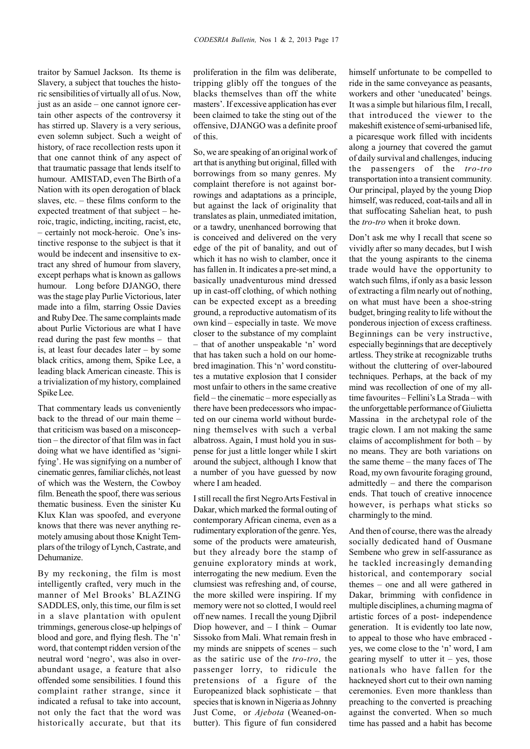traitor by Samuel Jackson. Its theme is Slavery, a subject that touches the historic sensibilities of virtually all of us. Now, just as an aside – one cannot ignore certain other aspects of the controversy it has stirred up. Slavery is a very serious, even solemn subject. Such a weight of history, of race recollection rests upon it that one cannot think of any aspect of that traumatic passage that lends itself to humour. AMISTAD, even The Birth of a Nation with its open derogation of black slaves, etc. – these films conform to the expected treatment of that subject – heroic, tragic, indicting, inciting, racist, etc, – certainly not mock-heroic. One's instinctive response to the subject is that it would be indecent and insensitive to extract any shred of humour from slavery, except perhaps what is known as gallows humour. Long before DJANGO, there was the stage play Purlie Victorious, later made into a film, starring Ossie Davies and Ruby Dee. The same complaints made about Purlie Victorious are what I have read during the past few months – that is, at least four decades later – by some black critics, among them, Spike Lee, a leading black American cineaste. This is a trivialization of my history, complained Spike Lee.

That commentary leads us conveniently back to the thread of our main theme – that criticism was based on a misconception – the director of that film was in fact doing what we have identified as 'signifying'. He was signifying on a number of cinematic genres, familiar clichés, not least of which was the Western, the Cowboy film. Beneath the spoof, there was serious thematic business. Even the sinister Ku Klux Klan was spoofed, and everyone knows that there was never anything remotely amusing about those Knight Templars of the trilogy of Lynch, Castrate, and Dehumanize.

By my reckoning, the film is most intelligently crafted, very much in the manner of Mel Brooks' BLAZING SADDLES, only, this time, our film is set in a slave plantation with opulent trimmings, generous close-up helpings of blood and gore, and flying flesh. The 'n' word, that contempt ridden version of the neutral word 'negro', was also in over-abundant usage, a feature that also offended some sensibilities. I found this complaint rather strange, since it indicated a refusal to take into account, not only the fact that the word was historically accurate, but that its proliferation in the film was deliberate, tripping glibly off the tongues of the blacks themselves than off the white masters'. If excessive application has ever been claimed to take the sting out of the offensive, DJANGO was a definite proof of this.

So, we are speaking of an original work of art that is anything but original, filled with borrowings from so many genres. My complaint therefore is not against borrowings and adaptations as a principle, but against the lack of originality that translates as plain, unmediated imitation, or a tawdry, unenhanced borrowing that is conceived and delivered on the very edge of the pit of banality, and out of which it has no wish to clamber, once it has fallen in. It indicates a pre-set mind, a basically unadventurous mind dressed up in cast-off clothing, of which nothing can be expected except as a breeding ground, a reproductive automatism of its own kind – especially in taste. We move closer to the substance of my complaint – that of another unspeakable 'n' word that has taken such a hold on our home-bred imagination. This 'n' word constitutes a mutative explosion that I consider most unfair to others in the same creative field – the cinematic – more especially as there have been predecessors who impacted on our cinema world without burdening themselves with such a verbal albatross. Again, I must hold you in suspense for just a little longer while I skirt around the subject, although I know that a number of you have guessed by now where I am headed.

I still recall the first Negro Arts Festival in Dakar, which marked the formal outing of contemporary African cinema, even as a rudimentary exploration of the genre. Yes, some of the products were amateurish, but they already bore the stamp of genuine exploratory minds at work, interrogating the new medium. Even the clumsiest was refreshing and, of course, the more skilled were inspiring. If my memory were not so clotted, I would reel off new names. I recall the young Djibril Diop however, and – I think – Oumar Sissoko from Mali. What remain fresh in my minds are snippets of scenes – such as the satiric use of the *tro-tro*, the passenger lorry, to ridicule the pretensions of a figure of the Europeanized black sophisticate – that species that is known in Nigeria as Johnny Just Come, or *Ajebota* (Weaned-on-butter). This figure of fun considered himself unfortunate to be compelled to ride in the same conveyance as peasants, workers and other 'uneducated' beings. It was a simple but hilarious film, I recall, that introduced the viewer to the makeshift existence of semi-urbanised life, a picaresque work filled with incidents along a journey that covered the gamut of daily survival and challenges, inducing the passengers of the *tro-tro* transportation into a transient community. Our principal, played by the young Diop himself, was reduced, coat-tails and all in that suffocating Sahelian heat, to push the *tro-tro* when it broke down.

Don't ask me why I recall that scene so vividly after so many decades, but I wish that the young aspirants to the cinema trade would have the opportunity to watch such films, if only as a basic lesson of extracting a film nearly out of nothing, on what must have been a shoe-string budget, bringing reality to life without the ponderous injection of excess craftiness. Beginnings can be very instructive, especially beginnings that are deceptively artless. They strike at recognizable truths without the cluttering of over-laboured techniques. Perhaps, at the back of my mind was recollection of one of my all-time favourites – Fellini's La Strada – with the unforgettable performance of Giulietta Massina in the archetypal role of the tragic clown. I am not making the same claims of accomplishment for both – by no means. They are both variations on the same theme – the many faces of The Road, my own favourite foraging ground, admittedly – and there the comparison ends. That touch of creative innocence however, is perhaps what sticks so charmingly to the mind.

And then of course, there was the already socially dedicated hand of Ousmane Sembene who grew in self-assurance as he tackled increasingly demanding historical, and contemporary social themes – one and all were gathered in Dakar, brimming with confidence in multiple disciplines, a churning magma of artistic forces of a post- independence generation. It is evidently too late now, to appeal to those who have embraced - yes, we come close to the 'n' word, I am gearing myself to utter it – yes, those nationals who have fallen for the hackneyed short cut to their own naming ceremonies. Even more thankless than preaching to the converted is preaching against the converted. When so much time has passed and a habit has become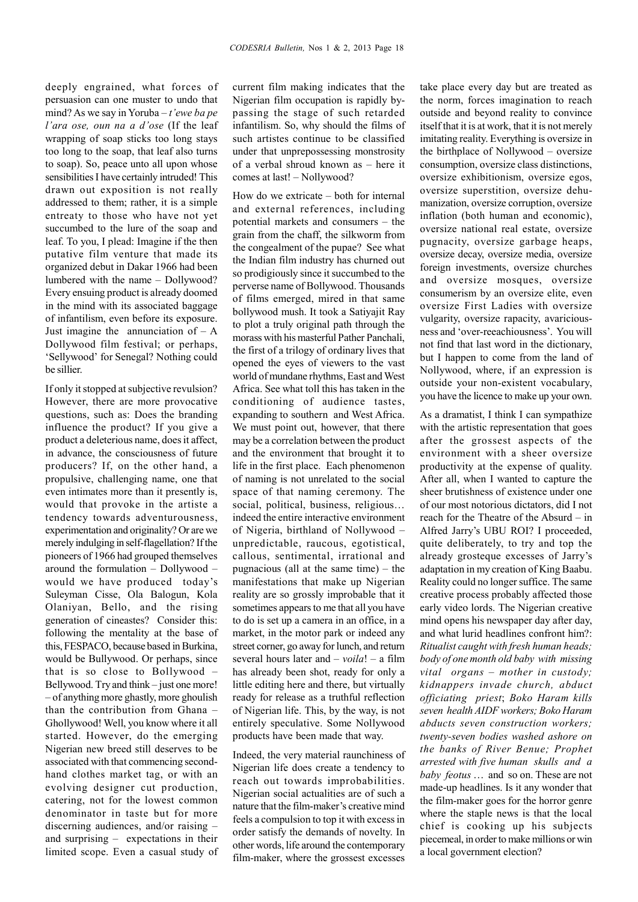deeply engrained, what forces of persuasion can one muster to undo that mind? As we say in Yoruba – *t'ewe ba pe l'ara ose, oun na a d'ose* (If the leaf wrapping of soap sticks too long stays too long to the soap, that leaf also turns to soap). So, peace unto all upon whose sensibilities I have certainly intruded! This drawn out exposition is not really addressed to them; rather, it is a simple entreaty to those who have not yet succumbed to the lure of the soap and leaf. To you, I plead: Imagine if the then putative film venture that made its organized debut in Dakar 1966 had been lumbered with the name – Dollywood? Every ensuing product is already doomed in the mind with its associated baggage of infantilism, even before its exposure. Just imagine the annunciation of – A Dollywood film festival; or perhaps, 'Sellywood' for Senegal? Nothing could be sillier.

If only it stopped at subjective revulsion? However, there are more provocative questions, such as: Does the branding influence the product? If you give a product a deleterious name, does it affect, in advance, the consciousness of future producers? If, on the other hand, a propulsive, challenging name, one that even intimates more than it presently is, would that provoke in the artiste a tendency towards adventurousness, experimentation and originality? Or are we merely indulging in self-flagellation? If the pioneers of 1966 had grouped themselves around the formulation – Dollywood – would we have produced today's Suleyman Cisse, Ola Balogun, Kola Olaniyan, Bello, and the rising generation of cineastes? Consider this: following the mentality at the base of this, FESPACO, because based in Burkina, would be Bullywood. Or perhaps, since that is so close to Bollywood – Bellywood. Try and think – just one more! – of anything more ghastly, more ghoulish than the contribution from Ghana – Ghollywood! Well, you know where it all started. However, do the emerging Nigerian new breed still deserves to be associated with that commencing second-hand clothes market tag, or with an evolving designer cut production, catering, not for the lowest common denominator in taste but for more discerning audiences, and/or raising – and surprising – expectations in their limited scope. Even a casual study of current film making indicates that the Nigerian film occupation is rapidly by-passing the stage of such retarded infantilism. So, why should the films of such artistes continue to be classified under that unprepossessing monstrosity of a verbal shroud known as – here it comes at last! – Nollywood?

How do we extricate – both for internal and external references, including potential markets and consumers – the grain from the chaff, the silkworm from the congealment of the pupae? See what the Indian film industry has churned out so prodigiously since it succumbed to the perverse name of Bollywood. Thousands of films emerged, mired in that same bollywood mush. It took a Satiyajit Ray to plot a truly original path through the morass with his masterful Pather Panchali, the first of a trilogy of ordinary lives that opened the eyes of viewers to the vast world of mundane rhythms, East and West Africa. See what toll this has taken in the conditioning of audience tastes, expanding to southern and West Africa. We must point out, however, that there may be a correlation between the product and the environment that brought it to life in the first place. Each phenomenon of naming is not unrelated to the social space of that naming ceremony. The social, political, business, religious… indeed the entire interactive environment of Nigeria, birthland of Nollywood – unpredictable, raucous, egotistical, callous, sentimental, irrational and pugnacious (all at the same time) – the manifestations that make up Nigerian reality are so grossly improbable that it sometimes appears to me that all you have to do is set up a camera in an office, in a market, in the motor park or indeed any street corner, go away for lunch, and return several hours later and – *voila*! – a film has already been shot, ready for only a little editing here and there, but virtually ready for release as a truthful reflection of Nigerian life. This, by the way, is not entirely speculative. Some Nollywood products have been made that way.

Indeed, the very material raunchiness of Nigerian life does create a tendency to reach out towards improbabilities. Nigerian social actualities are of such a nature that the film-maker's creative mind feels a compulsion to top it with excess in order satisfy the demands of novelty. In other words, life around the contemporary film-maker, where the grossest excesses take place every day but are treated as the norm, forces imagination to reach outside and beyond reality to convince itself that it is at work, that it is not merely imitating reality. Everything is oversize in the birthplace of Nollywood – oversize consumption, oversize class distinctions, oversize exhibitionism, oversize egos, oversize superstition, oversize dehumanization, oversize corruption, oversize inflation (both human and economic), oversize national real estate, oversize pugnacity, oversize garbage heaps, oversize decay, oversize media, oversize foreign investments, oversize churches and oversize mosques, oversize consumerism by an oversize elite, even oversize First Ladies with oversize vulgarity, oversize rapacity, avariciousness and 'over-reeachiousness'. You will not find that last word in the dictionary, but I happen to come from the land of Nollywood, where, if an expression is outside your non-existent vocabulary, you have the licence to make up your own.

As a dramatist, I think I can sympathize with the artistic representation that goes after the grossest aspects of the environment with a sheer oversize productivity at the expense of quality. After all, when I wanted to capture the sheer brutishness of existence under one of our most notorious dictators, did I not reach for the Theatre of the Absurd – in Alfred Jarry's UBU ROI? I proceeded, quite deliberately, to try and top the already grosteque excesses of Jarry's adaptation in my creation of King Baabu. Reality could no longer suffice. The same creative process probably affected those early video lords. The Nigerian creative mind opens his newspaper day after day, and what lurid headlines confront him?: *Ritualist caught with fresh human heads; body of one month old baby with missing vital organs – mother in custody; kidnappers invade church, abduct officiating priest*; *Boko Haram kills seven health AIDF workers; Boko Haram abducts seven construction workers; twenty-seven bodies washed ashore on the banks of River Benue; Prophet arrested with five human skulls and a baby featus* … and so on. These are not made-up headlines. Is it any wonder that the film-maker goes for the horror genre where the staple news is that the local chief is cooking up his subjects piecemeal, in order to make millions or win a local government election?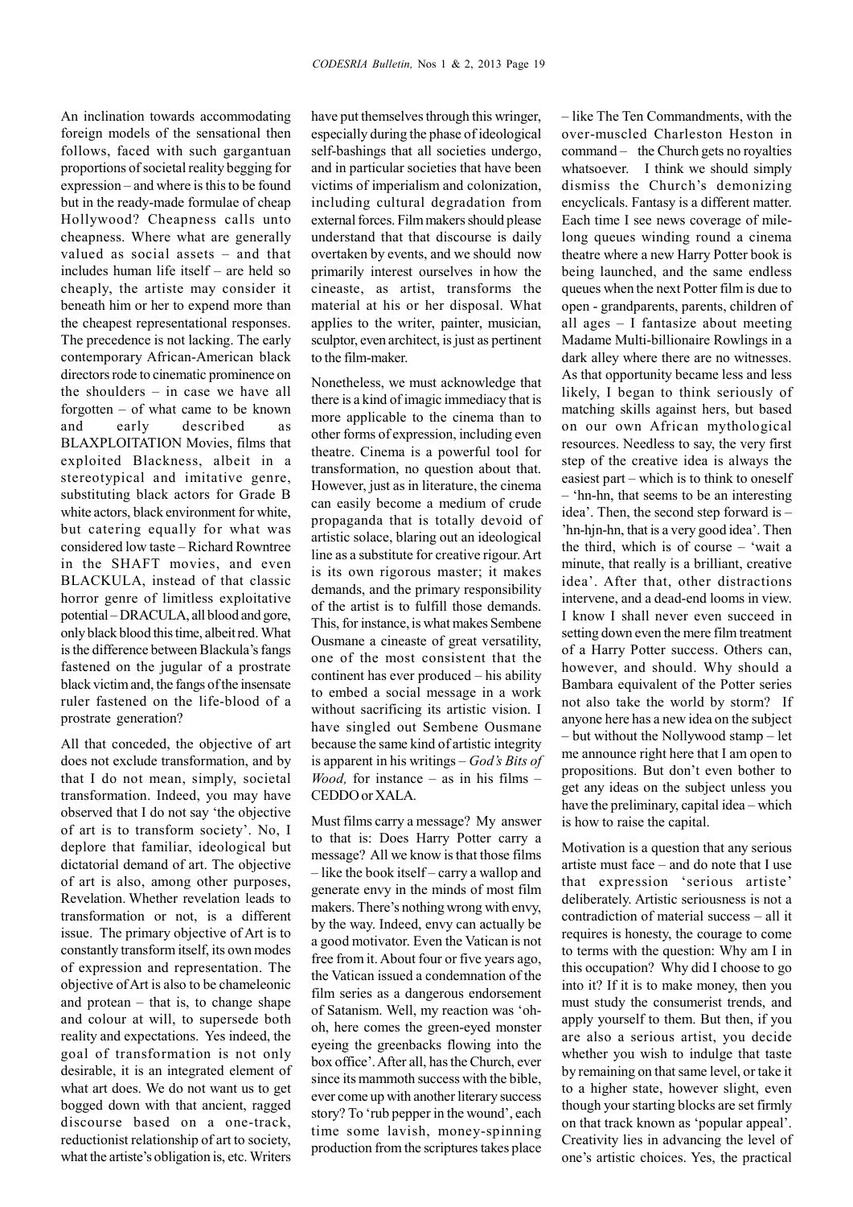An inclination towards accommodating foreign models of the sensational then follows, faced with such gargantuan proportions of societal reality begging for expression – and where is this to be found but in the ready-made formulae of cheap Hollywood? Cheapness calls unto cheapness. Where what are generally valued as social assets – and that includes human life itself – are held so cheaply, the artiste may consider it beneath him or her to expend more than the cheapest representational responses. The precedence is not lacking. The early contemporary African-American black directors rode to cinematic prominence on the shoulders – in case we have all forgotten – of what came to be known and early described as BLAXPLOITATION Movies, films that exploited Blackness, albeit in a stereotypical and imitative genre, substituting black actors for Grade B white actors, black environment for white, but catering equally for what was considered low taste – Richard Rowntree in the SHAFT movies, and even BLACKULA, instead of that classic horror genre of limitless exploitative potential – DRACULA, all blood and gore, only black blood this time, albeit red. What is the difference between Blackula's fangs fastened on the jugular of a prostrate black victim and, the fangs of the insensate ruler fastened on the life-blood of a prostrate generation?

All that conceded, the objective of art does not exclude transformation, and by that I do not mean, simply, societal transformation. Indeed, you may have observed that I do not say 'the objective of art is to transform society'. No, I deplore that familiar, ideological but dictatorial demand of art. The objective of art is also, among other purposes, Revelation. Whether revelation leads to transformation or not, is a different issue. The primary objective of Art is to constantly transform itself, its own modes of expression and representation. The objective of Art is also to be chameleonic and protean – that is, to change shape and colour at will, to supersede both reality and expectations. Yes indeed, the goal of transformation is not only desirable, it is an integrated element of what art does. We do not want us to get bogged down with that ancient, ragged discourse based on a one-track, reductionist relationship of art to society, what the artiste's obligation is, etc. Writers have put themselves through this wringer, especially during the phase of ideological self-bashings that all societies undergo, and in particular societies that have been victims of imperialism and colonization, including cultural degradation from external forces. Film makers should please understand that that discourse is daily overtaken by events, and we should now primarily interest ourselves in how the cineaste, as artist, transforms the material at his or her disposal. What applies to the writer, painter, musician, sculptor, even architect, is just as pertinent to the film-maker.

Nonetheless, we must acknowledge that there is a kind of imagic immediacy that is more applicable to the cinema than to other forms of expression, including even theatre. Cinema is a powerful tool for transformation, no question about that. However, just as in literature, the cinema can easily become a medium of crude propaganda that is totally devoid of artistic solace, blaring out an ideological line as a substitute for creative rigour. Art is its own rigorous master; it makes demands, and the primary responsibility of the artist is to fulfill those demands. This, for instance, is what makes Sembene Ousmane a cineaste of great versatility, one of the most consistent that the continent has ever produced – his ability to embed a social message in a work without sacrificing its artistic vision. I have singled out Sembene Ousmane because the same kind of artistic integrity is apparent in his writings – *God's Bits of Wood,* for instance – as in his films – CEDDO or XALA.

Must films carry a message? My answer to that is: Does Harry Potter carry a message? All we know is that those films – like the book itself – carry a wallop and generate envy in the minds of most film makers. There's nothing wrong with envy, by the way. Indeed, envy can actually be a good motivator. Even the Vatican is not free from it. About four or five years ago, the Vatican issued a condemnation of the film series as a dangerous endorsement of Satanism. Well, my reaction was 'oh-oh, here comes the green-eyed monster eyeing the greenbacks flowing into the box office'. After all, has the Church, ever since its mammoth success with the bible, ever come up with another literary success story? To 'rub pepper in the wound', each time some lavish, money-spinning production from the scriptures takes place – like The Ten Commandments, with the over-muscled Charleston Heston in command – the Church gets no royalties whatsoever. I think we should simply dismiss the Church's demonizing encyclicals. Fantasy is a different matter. Each time I see news coverage of mile-long queues winding round a cinema theatre where a new Harry Potter book is being launched, and the same endless queues when the next Potter film is due to open - grandparents, parents, children of all ages – I fantasize about meeting Madame Multi-billionaire Rowlings in a dark alley where there are no witnesses. As that opportunity became less and less likely, I began to think seriously of matching skills against hers, but based on our own African mythological resources. Needless to say, the very first step of the creative idea is always the easiest part – which is to think to oneself – 'hn-hn, that seems to be an interesting idea'. Then, the second step forward is – 'hn-hjn-hn, that is a very good idea'. Then the third, which is of course – 'wait a minute, that really is a brilliant, creative idea'. After that, other distractions intervene, and a dead-end looms in view. I know I shall never even succeed in setting down even the mere film treatment of a Harry Potter success. Others can, however, and should. Why should a Bambara equivalent of the Potter series not also take the world by storm? If anyone here has a new idea on the subject – but without the Nollywood stamp – let me announce right here that I am open to propositions. But don't even bother to get any ideas on the subject unless you have the preliminary, capital idea – which is how to raise the capital.

Motivation is a question that any serious artiste must face – and do note that I use that expression 'serious artiste' deliberately. Artistic seriousness is not a contradiction of material success – all it requires is honesty, the courage to come to terms with the question: Why am I in this occupation? Why did I choose to go into it? If it is to make money, then you must study the consumerist trends, and apply yourself to them. But then, if you are also a serious artist, you decide whether you wish to indulge that taste by remaining on that same level, or take it to a higher state, however slight, even though your starting blocks are set firmly on that track known as 'popular appeal'. Creativity lies in advancing the level of one's artistic choices. Yes, the practical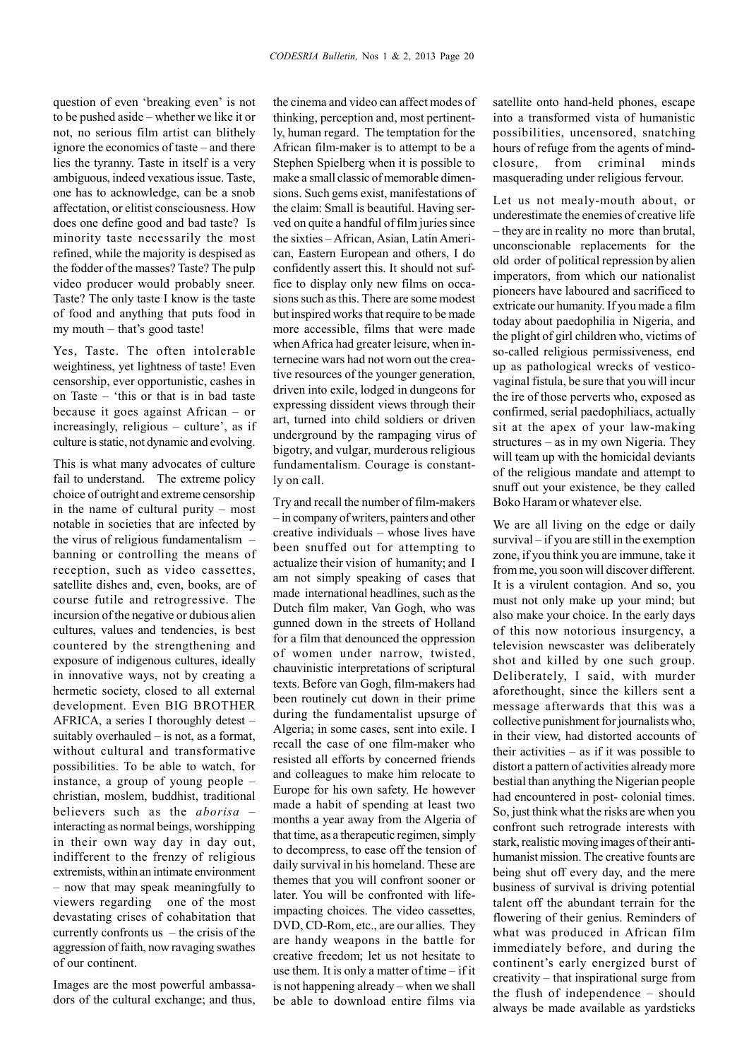question of even 'breaking even' is not to be pushed aside – whether we like it or not, no serious film artist can blithely ignore the economics of taste – and there lies the tyranny. Taste in itself is a very ambiguous, indeed vexatious issue. Taste, one has to acknowledge, can be a snob affectation, or elitist consciousness. How does one define good and bad taste? Is minority taste necessarily the most refined, while the majority is despised as the fodder of the masses? Taste? The pulp video producer would probably sneer. Taste? The only taste I know is the taste of food and anything that puts food in my mouth – that's good taste!

Yes, Taste. The often intolerable weightiness, yet lightness of taste! Even censorship, ever opportunistic, cashes in on Taste – 'this or that is in bad taste because it goes against African – or increasingly, religious – culture', as if culture is static, not dynamic and evolving.

This is what many advocates of culture fail to understand. The extreme policy choice of outright and extreme censorship in the name of cultural purity – most notable in societies that are infected by the virus of religious fundamentalism – banning or controlling the means of reception, such as video cassettes, satellite dishes and, even, books, are of course futile and retrogressive. The incursion of the negative or dubious alien cultures, values and tendencies, is best countered by the strengthening and exposure of indigenous cultures, ideally in innovative ways, not by creating a hermetic society, closed to all external development. Even BIG BROTHER AFRICA, a series I thoroughly detest – suitably overhauled – is not, as a format, without cultural and transformative possibilities. To be able to watch, for instance, a group of young people – christian, moslem, buddhist, traditional believers such as the *aborisa* – interacting as normal beings, worshipping in their own way day in day out, indifferent to the frenzy of religious extremists, within an intimate environment – now that may speak meaningfully to viewers regarding one of the most devastating crises of cohabitation that currently confronts us – the crisis of the aggression of faith, now ravaging swathes of our continent.

Images are the most powerful ambassadors of the cultural exchange; and thus, the cinema and video can affect modes of thinking, perception and, most pertinently, human regard. The temptation for the African film-maker is to attempt to be a Stephen Spielberg when it is possible to make a small classic of memorable dimensions. Such gems exist, manifestations of the claim: Small is beautiful. Having served on quite a handful of film juries since the sixties – African, Asian, Latin American, Eastern European and others, I do confidently assert this. It should not suffice to display only new films on occasions such as this. There are some modest but inspired works that require to be made more accessible, films that were made when Africa had greater leisure, when internecine wars had not worn out the creative resources of the younger generation, driven into exile, lodged in dungeons for expressing dissident views through their art, turned into child soldiers or driven underground by the rampaging virus of bigotry, and vulgar, murderous religious fundamentalism. Courage is constantly on call.

Try and recall the number of film-makers – in company of writers, painters and other creative individuals – whose lives have been snuffed out for attempting to actualize their vision of humanity; and I am not simply speaking of cases that made international headlines, such as the Dutch film maker, Van Gogh, who was gunned down in the streets of Holland for a film that denounced the oppression of women under narrow, twisted, chauvinistic interpretations of scriptural texts. Before van Gogh, film-makers had been routinely cut down in their prime during the fundamentalist upsurge of Algeria; in some cases, sent into exile. I recall the case of one film-maker who resisted all efforts by concerned friends and colleagues to make him relocate to Europe for his own safety. He however made a habit of spending at least two months a year away from the Algeria of that time, as a therapeutic regimen, simply to decompress, to ease off the tension of daily survival in his homeland. These are themes that you will confront sooner or later. You will be confronted with life-impacting choices. The video cassettes, DVD, CD-Rom, etc., are our allies. They are handy weapons in the battle for creative freedom; let us not hesitate to use them. It is only a matter of time – if it is not happening already – when we shall be able to download entire films via satellite onto hand-held phones, escape into a transformed vista of humanistic possibilities, uncensored, snatching hours of refuge from the agents of mind-closure, from criminal minds masquerading under religious fervour.

Let us not mealy-mouth about, or underestimate the enemies of creative life – they are in reality no more than brutal, unconscionable replacements for the old order of political repression by alien imperators, from which our nationalist pioneers have laboured and sacrificed to extricate our humanity. If you made a film today about paedophilia in Nigeria, and the plight of girl children who, victims of so-called religious permissiveness, end up as pathological wrecks of vestico-vaginal fistula, be sure that you will incur the ire of those perverts who, exposed as confirmed, serial paedophiliacs, actually sit at the apex of your law-making structures – as in my own Nigeria. They will team up with the homicidal deviants of the religious mandate and attempt to snuff out your existence, be they called Boko Haram or whatever else.

We are all living on the edge or daily survival – if you are still in the exemption zone, if you think you are immune, take it from me, you soon will discover different. It is a virulent contagion. And so, you must not only make up your mind; but also make your choice. In the early days of this now notorious insurgency, a television newscaster was deliberately shot and killed by one such group. Deliberately, I said, with murder aforethought, since the killers sent a message afterwards that this was a collective punishment for journalists who, in their view, had distorted accounts of their activities – as if it was possible to distort a pattern of activities already more bestial than anything the Nigerian people had encountered in post- colonial times. So, just think what the risks are when you confront such retrograde interests with stark, realistic moving images of their anti-humanist mission. The creative founts are being shut off every day, and the mere business of survival is driving potential talent off the abundant terrain for the flowering of their genius. Reminders of what was produced in African film immediately before, and during the continent's early energized burst of creativity – that inspirational surge from the flush of independence – should always be made available as yardsticks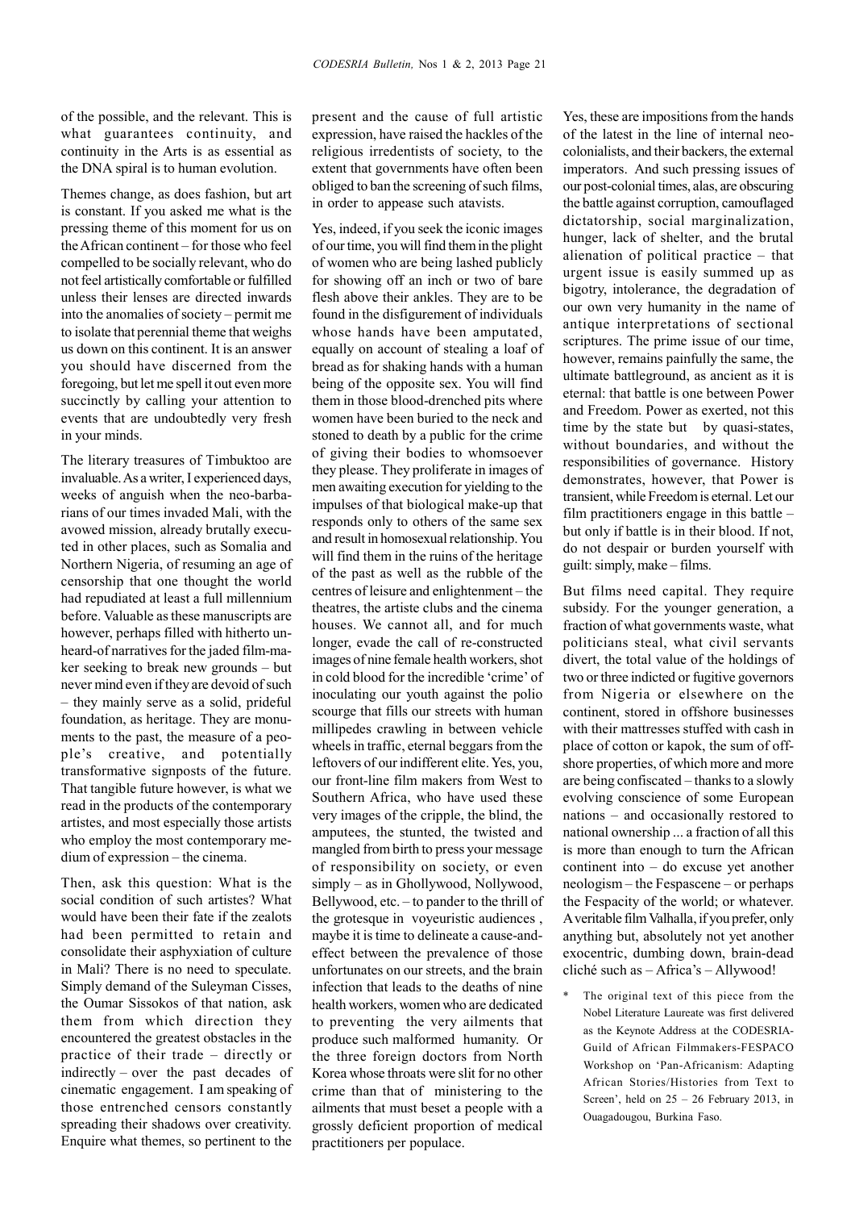of the possible, and the relevant. This is what guarantees continuity, and continuity in the Arts is as essential as the DNA spiral is to human evolution.

Themes change, as does fashion, but art is constant. If you asked me what is the pressing theme of this moment for us on the African continent – for those who feel compelled to be socially relevant, who do not feel artistically comfortable or fulfilled unless their lenses are directed inwards into the anomalies of society – permit me to isolate that perennial theme that weighs us down on this continent. It is an answer you should have discerned from the foregoing, but let me spell it out even more succinctly by calling your attention to events that are undoubtedly very fresh in your minds.

The literary treasures of Timbuktoo are invaluable. As a writer, I experienced days, weeks of anguish when the neo-barbarians of our times invaded Mali, with the avowed mission, already brutally executed in other places, such as Somalia and Northern Nigeria, of resuming an age of censorship that one thought the world had repudiated at least a full millennium before. Valuable as these manuscripts are however, perhaps filled with hitherto unheard-of narratives for the jaded film-maker seeking to break new grounds – but never mind even if they are devoid of such – they mainly serve as a solid, prideful foundation, as heritage. They are monuments to the past, the measure of a people's creative, and potentially transformative signposts of the future. That tangible future however, is what we read in the products of the contemporary artistes, and most especially those artists who employ the most contemporary medium of expression – the cinema.

Then, ask this question: What is the social condition of such artistes? What would have been their fate if the zealots had been permitted to retain and consolidate their asphyxiation of culture in Mali? There is no need to speculate. Simply demand of the Suleyman Cisses, the Oumar Sissokos of that nation, ask them from which direction they encountered the greatest obstacles in the practice of their trade – directly or indirectly – over the past decades of cinematic engagement. I am speaking of those entrenched censors constantly spreading their shadows over creativity. Enquire what themes, so pertinent to the present and the cause of full artistic expression, have raised the hackles of the religious irredentists of society, to the extent that governments have often been obliged to ban the screening of such films, in order to appease such atavists.

Yes, indeed, if you seek the iconic images of our time, you will find them in the plight of women who are being lashed publicly for showing off an inch or two of bare flesh above their ankles. They are to be found in the disfigurement of individuals whose hands have been amputated, equally on account of stealing a loaf of bread as for shaking hands with a human being of the opposite sex. You will find them in those blood-drenched pits where women have been buried to the neck and stoned to death by a public for the crime of giving their bodies to whomsoever they please. They proliferate in images of men awaiting execution for yielding to the impulses of that biological make-up that responds only to others of the same sex and result in homosexual relationship. You will find them in the ruins of the heritage of the past as well as the rubble of the centres of leisure and enlightenment – the theatres, the artiste clubs and the cinema houses. We cannot all, and for much longer, evade the call of re-constructed images of nine female health workers, shot in cold blood for the incredible 'crime' of inoculating our youth against the polio scourge that fills our streets with human millipedes crawling in between vehicle wheels in traffic, eternal beggars from the leftovers of our indifferent elite. Yes, you, our front-line film makers from West to Southern Africa, who have used these very images of the cripple, the blind, the amputees, the stunted, the twisted and mangled from birth to press your message of responsibility on society, or even simply – as in Ghollywood, Nollywood, Bellywood, etc. – to pander to the thrill of the grotesque in voyeuristic audiences , maybe it is time to delineate a cause-and-effect between the prevalence of those unfortunates on our streets, and the brain infection that leads to the deaths of nine health workers, women who are dedicated to preventing the very ailments that produce such malformed humanity. Or the three foreign doctors from North Korea whose throats were slit for no other crime than that of ministering to the ailments that must beset a people with a grossly deficient proportion of medical practitioners per populace.

Yes, these are impositions from the hands of the latest in the line of internal neo-colonialists, and their backers, the external imperators. And such pressing issues of our post-colonial times, alas, are obscuring the battle against corruption, camouflaged dictatorship, social marginalization, hunger, lack of shelter, and the brutal alienation of political practice – that urgent issue is easily summed up as bigotry, intolerance, the degradation of our own very humanity in the name of antique interpretations of sectional scriptures. The prime issue of our time, however, remains painfully the same, the ultimate battleground, as ancient as it is eternal: that battle is one between Power and Freedom. Power as exerted, not this time by the state but by quasi-states, without boundaries, and without the responsibilities of governance. History demonstrates, however, that Power is transient, while Freedom is eternal. Let our film practitioners engage in this battle – but only if battle is in their blood. If not, do not despair or burden yourself with guilt: simply, make – films.

But films need capital. They require subsidy. For the younger generation, a fraction of what governments waste, what politicians steal, what civil servants divert, the total value of the holdings of two or three indicted or fugitive governors from Nigeria or elsewhere on the continent, stored in offshore businesses with their mattresses stuffed with cash in place of cotton or kapok, the sum of offshore properties, of which more and more are being confiscated – thanks to a slowly evolving conscience of some European nations – and occasionally restored to national ownership ... a fraction of all this is more than enough to turn the African continent into – do excuse yet another neologism – the Fespascene – or perhaps the Fespacity of the world; or whatever. A veritable film Valhalla, if you prefer, only anything but, absolutely not yet another exocentric, dumbing down, brain-dead cliché such as – Africa's – Allywood!

\* The original text of this piece from the Nobel Literature Laureate was first delivered as the Keynote Address at the CODESRIA-Guild of African Filmmakers-FESPACO Workshop on 'Pan-Africanism: Adapting African Stories/Histories from Text to Screen', held on 25 – 26 February 2013, in Ouagadougou, Burkina Faso.